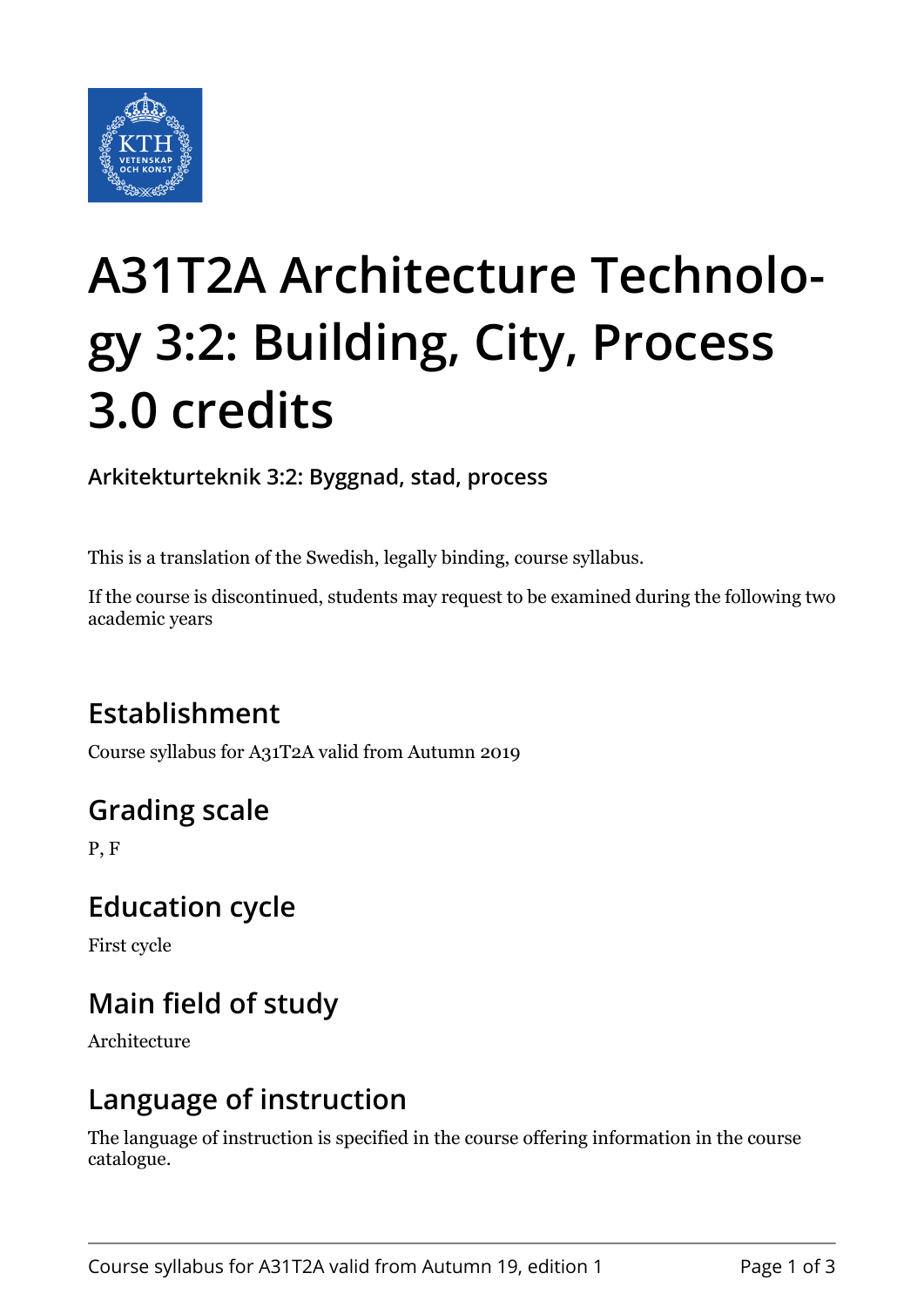# A31T2A Architecture Technology 3:2: Building, City, Process 3.0 credits

**Arkitekturteknik 3:2: Byggnad, stad, process**

This is a translation of the Swedish, legally binding, course syllabus.

If the course is discontinued, students may request to be examined during the following two academic years

## Establishment

Course syllabus for A31T2A valid from Autumn 2019

## Grading scale

P, F

## Education cycle

First cycle

## Main field of study

Architecture

## Language of instruction

The language of instruction is specified in the course offering information in the course catalogue.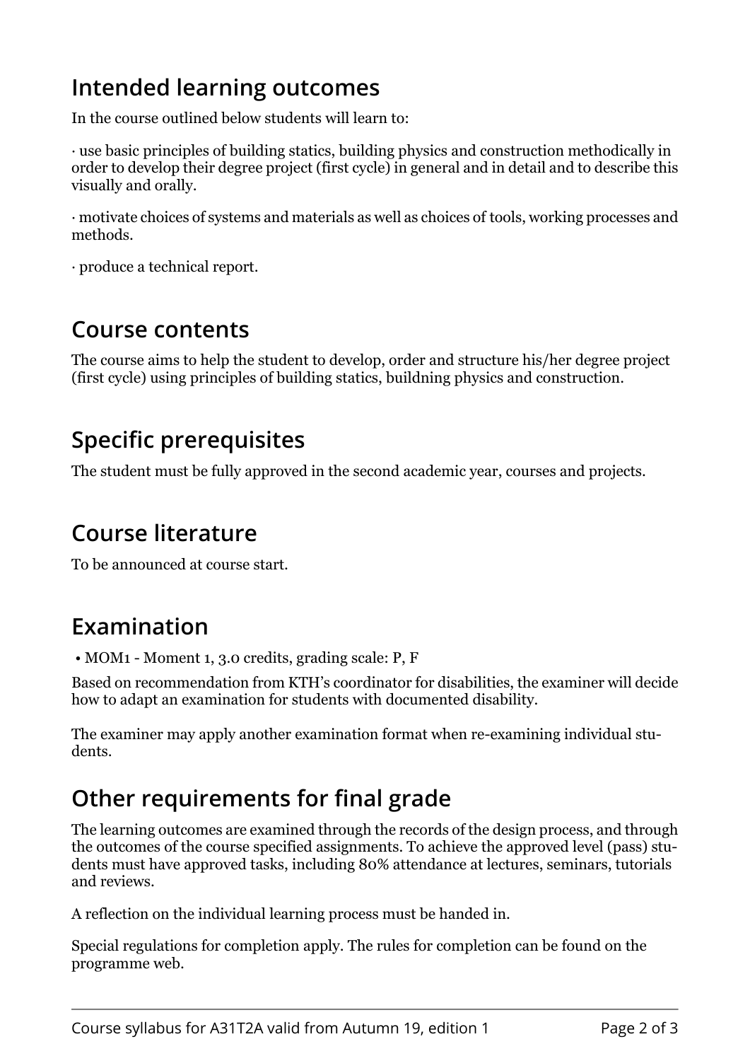## Intended learning outcomes

In the course outlined below students will learn to:

· use basic principles of building statics, building physics and construction methodically in order to develop their degree project (first cycle) in general and in detail and to describe this visually and orally.

· motivate choices of systems and materials as well as choices of tools, working processes and methods.

· produce a technical report.

## Course contents

The course aims to help the student to develop, order and structure his/her degree project (first cycle) using principles of building statics, buildning physics and construction.

## Specific prerequisites

The student must be fully approved in the second academic year, courses and projects.

## Course literature

To be announced at course start.

## Examination

- MOM1 - Moment 1, 3.0 credits, grading scale: P, F

Based on recommendation from KTH's coordinator for disabilities, the examiner will decide how to adapt an examination for students with documented disability.

The examiner may apply another examination format when re-examining individual students.

## Other requirements for final grade

The learning outcomes are examined through the records of the design process, and through the outcomes of the course specified assignments. To achieve the approved level (pass) students must have approved tasks, including 80% attendance at lectures, seminars, tutorials and reviews.

A reflection on the individual learning process must be handed in.

Special regulations for completion apply. The rules for completion can be found on the programme web.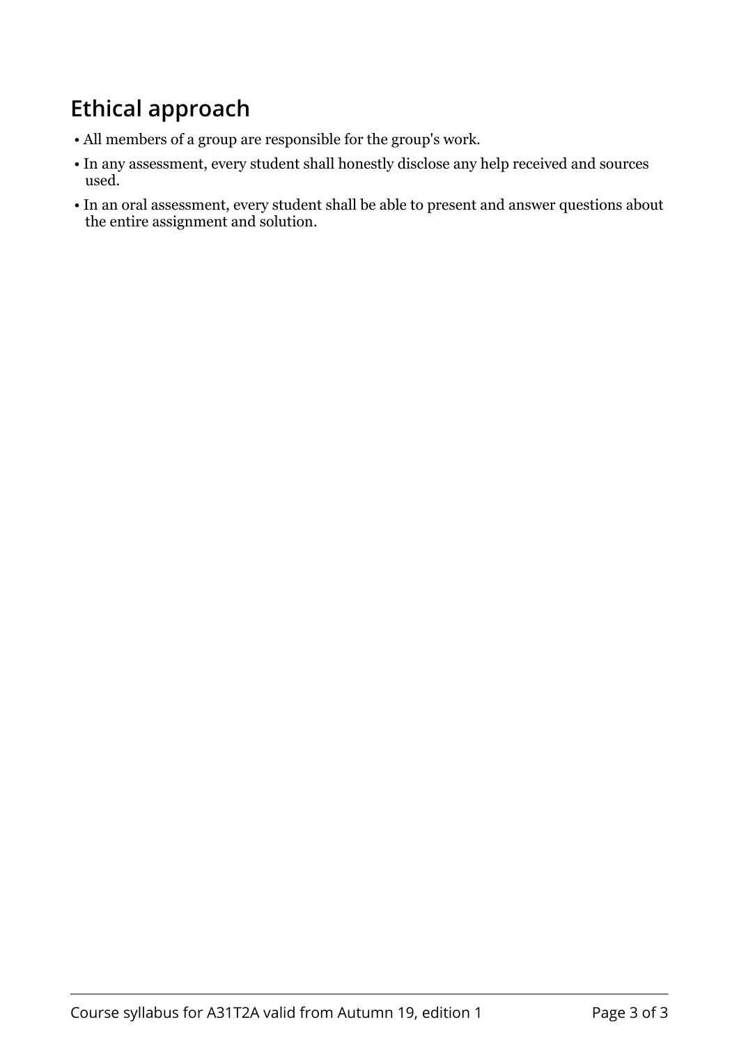## Ethical approach

- All members of a group are responsible for the group's work.
- In any assessment, every student shall honestly disclose any help received and sources used.
- In an oral assessment, every student shall be able to present and answer questions about the entire assignment and solution.